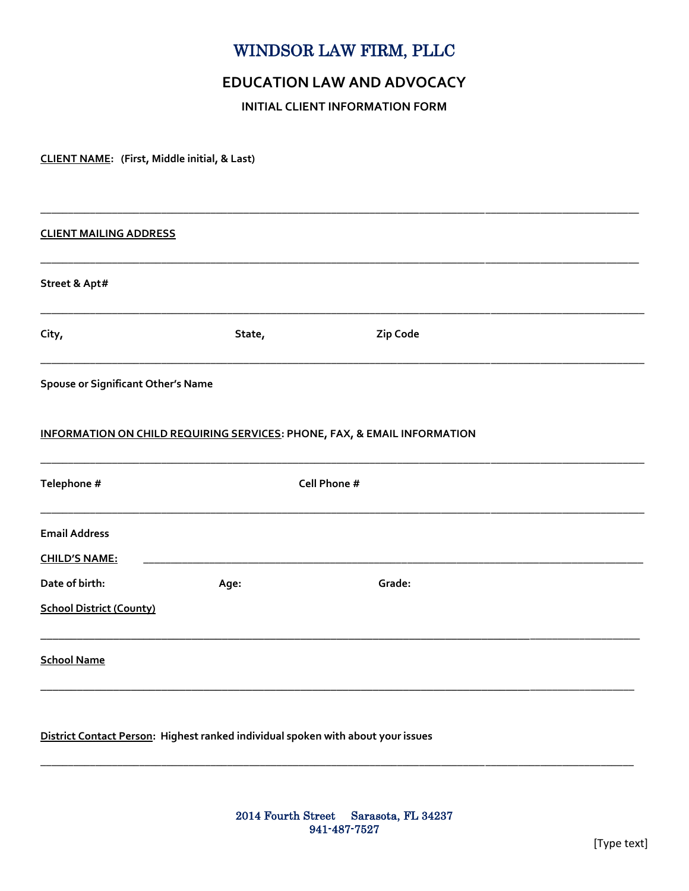# WINDSOR LAW FIRM, PLLC

## EDUCATION LAW AND ADVOCACY

### INITIAL CLIENT INFORMATION FORM

**CLIENT NAME**: **(First, Middle initial, & Last)**

_______________________________________________________________________________

**CLIENT MAILING ADDRESS**

_______________________________________________________________________________

**Street & Apt#**

_______________________________________________________________________________

**City,** **State,** **Zip Code**

_______________________________________________________________________________

**Spouse or Significant Other's Name**

**INFORMATION ON CHILD REQUIRING SERVICES**: **PHONE, FAX, & EMAIL INFORMATION**

_______________________________________________________________________________

**Telephone #** **Cell Phone #**

_______________________________________________________________________________

**Email Address**

**CHILD'S NAME:** ______________________________________________________________

**Date of birth:** **Age:** **Grade:**

**School District (County)**

_______________________________________________________________________________

**School Name**

_______________________________________________________________________________

**District Contact Person**: **Highest ranked individual spoken with about your issues**

_______________________________________________________________________________

2014 Fourth Street Sarasota, FL 34237
941-487-7527

[Type text]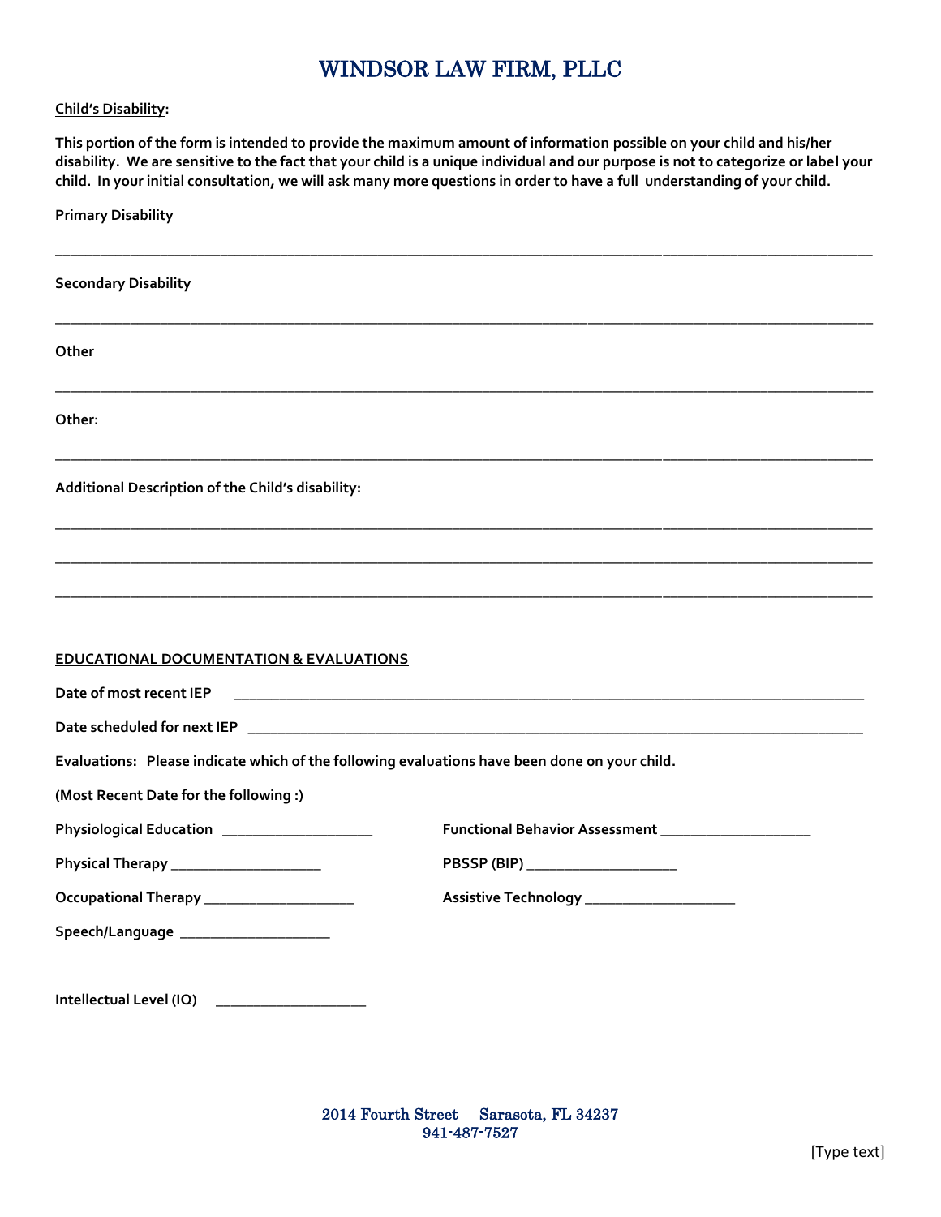# WINDSOR LAW FIRM, PLLC

**Child's Disability:**

**This portion of the form is intended to provide the maximum amount of information possible on your child and his/her disability. We are sensitive to the fact that your child is a unique individual and our purpose is not to categorize or label your child. In your initial consultation, we will ask many more questions in order to have a full understanding of your child.**

**Primary Disability**

___________________________________________________________________________________________

**Secondary Disability**

___________________________________________________________________________________________

**Other**

___________________________________________________________________________________________

**Other:**

___________________________________________________________________________________________

**Additional Description of the Child's disability:**

___________________________________________________________________________________________

___________________________________________________________________________________________

___________________________________________________________________________________________

**EDUCATIONAL DOCUMENTATION & EVALUATIONS**

**Date of most recent IEP** ____________________________________________________________________________

**Date scheduled for next IEP** _________________________________________________________________________

**Evaluations: Please indicate which of the following evaluations have been done on your child.**

**(Most Recent Date for the following :)**

**Physiological Education** ___________________

**Functional Behavior Assessment** ___________________

**Physical Therapy** ___________________

**PBSSP (BIP)** ___________________

**Occupational Therapy** ___________________

**Assistive Technology** ___________________

**Speech/Language** ___________________

**Intellectual Level (IQ)** ___________________

2014 Fourth Street Sarasota, FL 34237
941-487-7527

[Type text]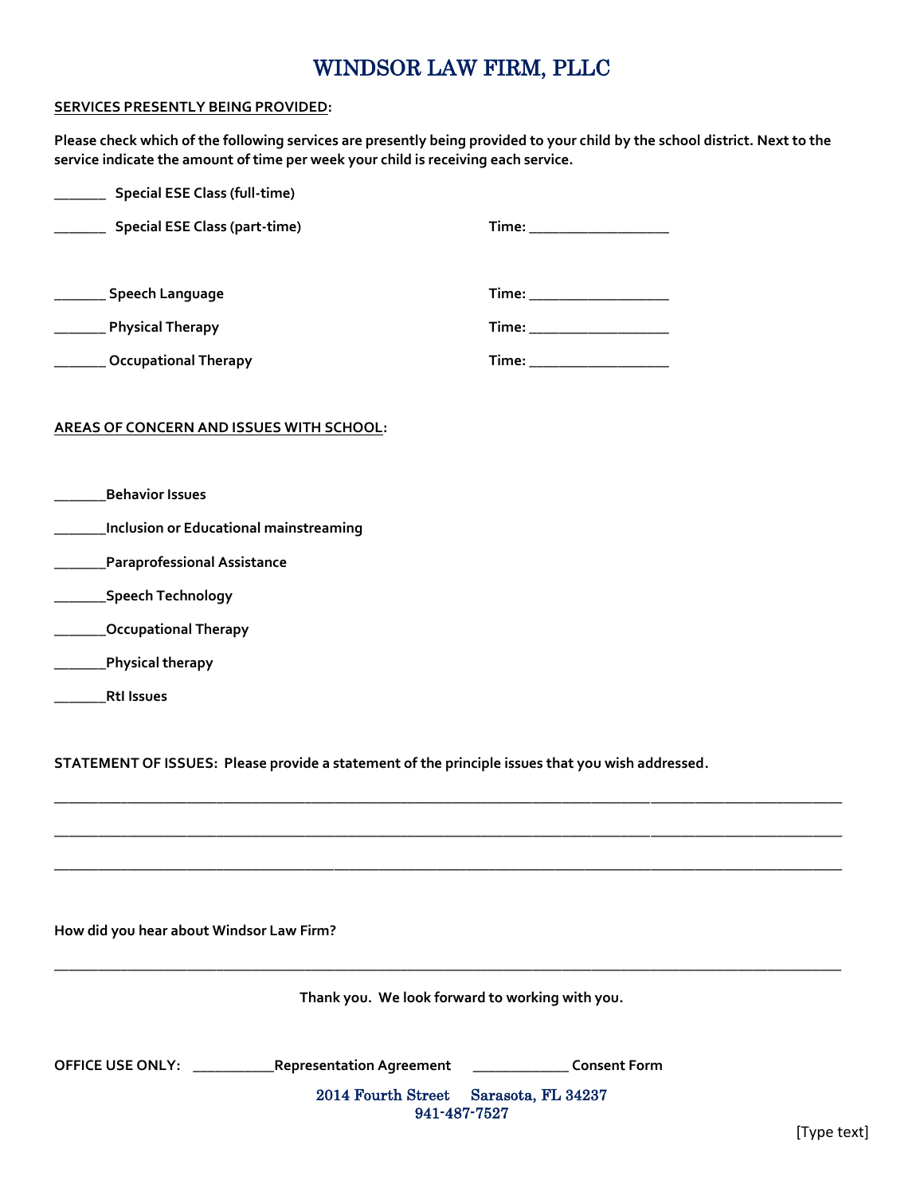# WINDSOR LAW FIRM, PLLC

**SERVICES PRESENTLY BEING PROVIDED:**

**Please check which of the following services are presently being provided to your child by the school district. Next to the service indicate the amount of time per week your child is receiving each service.**

_______ **Special ESE Class (full-time)**

_______ **Special ESE Class (part-time)** **Time:** ___________________

_______ **Speech Language** **Time:** ___________________

_______ **Physical Therapy** **Time:** ___________________

_______ **Occupational Therapy** **Time:** ___________________

**AREAS OF CONCERN AND ISSUES WITH SCHOOL:**

_______**Behavior Issues**

_______**Inclusion or Educational mainstreaming**

_______**Paraprofessional Assistance**

_______**Speech Technology**

_______**Occupational Therapy**

_______**Physical therapy**

_______**RtI Issues**

**STATEMENT OF ISSUES: Please provide a statement of the principle issues that you wish addressed.**

________________________________________________________________________________________________

________________________________________________________________________________________________

________________________________________________________________________________________________

**How did you hear about Windsor Law Firm?**

________________________________________________________________________________________________

**Thank you. We look forward to working with you.**

**OFFICE USE ONLY:** ___________**Representation Agreement** _____________ **Consent Form**

2014 Fourth Street Sarasota, FL 34237
941-487-7527

[Type text]